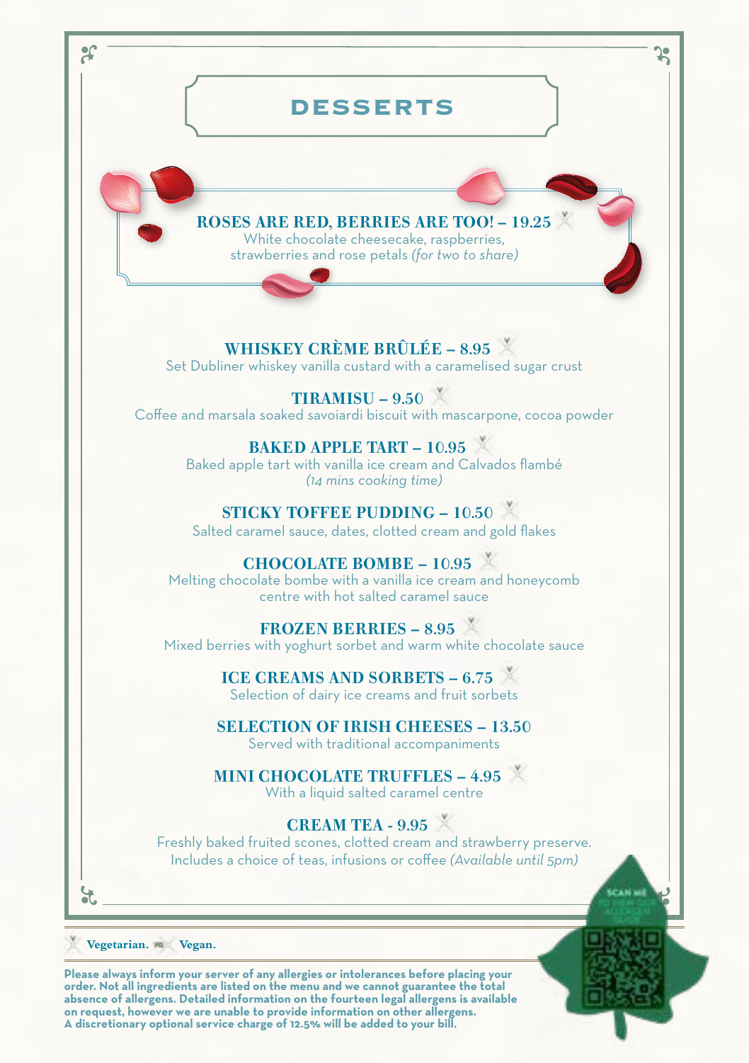# DESSERTS

**ROSES ARE RED, BERRIES ARE TOO! – 19.25**
White chocolate cheesecake, raspberries, strawberries and rose petals *(for two to share)*

**WHISKEY CRÈME BRÛLÉE – 8.95**
Set Dubliner whiskey vanilla custard with a caramelised sugar crust

**TIRAMISU – 9.50**
Coffee and marsala soaked savoiardi biscuit with mascarpone, cocoa powder

**BAKED APPLE TART – 10.95**
Baked apple tart with vanilla ice cream and Calvados flambé
*(14 mins cooking time)*

**STICKY TOFFEE PUDDING – 10.50**
Salted caramel sauce, dates, clotted cream and gold flakes

**CHOCOLATE BOMBE – 10.95**
Melting chocolate bombe with a vanilla ice cream and honeycomb centre with hot salted caramel sauce

**FROZEN BERRIES – 8.95**
Mixed berries with yoghurt sorbet and warm white chocolate sauce

**ICE CREAMS AND SORBETS – 6.75**
Selection of dairy ice creams and fruit sorbets

**SELECTION OF IRISH CHEESES – 13.50**
Served with traditional accompaniments

**MINI CHOCOLATE TRUFFLES – 4.95**
With a liquid salted caramel centre

**CREAM TEA - 9.95**
Freshly baked fruited scones, clotted cream and strawberry preserve. Includes a choice of teas, infusions or coffee *(Available until 5pm)*

**Vegetarian.** **Vegan.**

**Please always inform your server of any allergies or intolerances before placing your order. Not all ingredients are listed on the menu and we cannot guarantee the total absence of allergens. Detailed information on the fourteen legal allergens is available on request, however we are unable to provide information on other allergens. A discretionary optional service charge of 12.5% will be added to your bill.**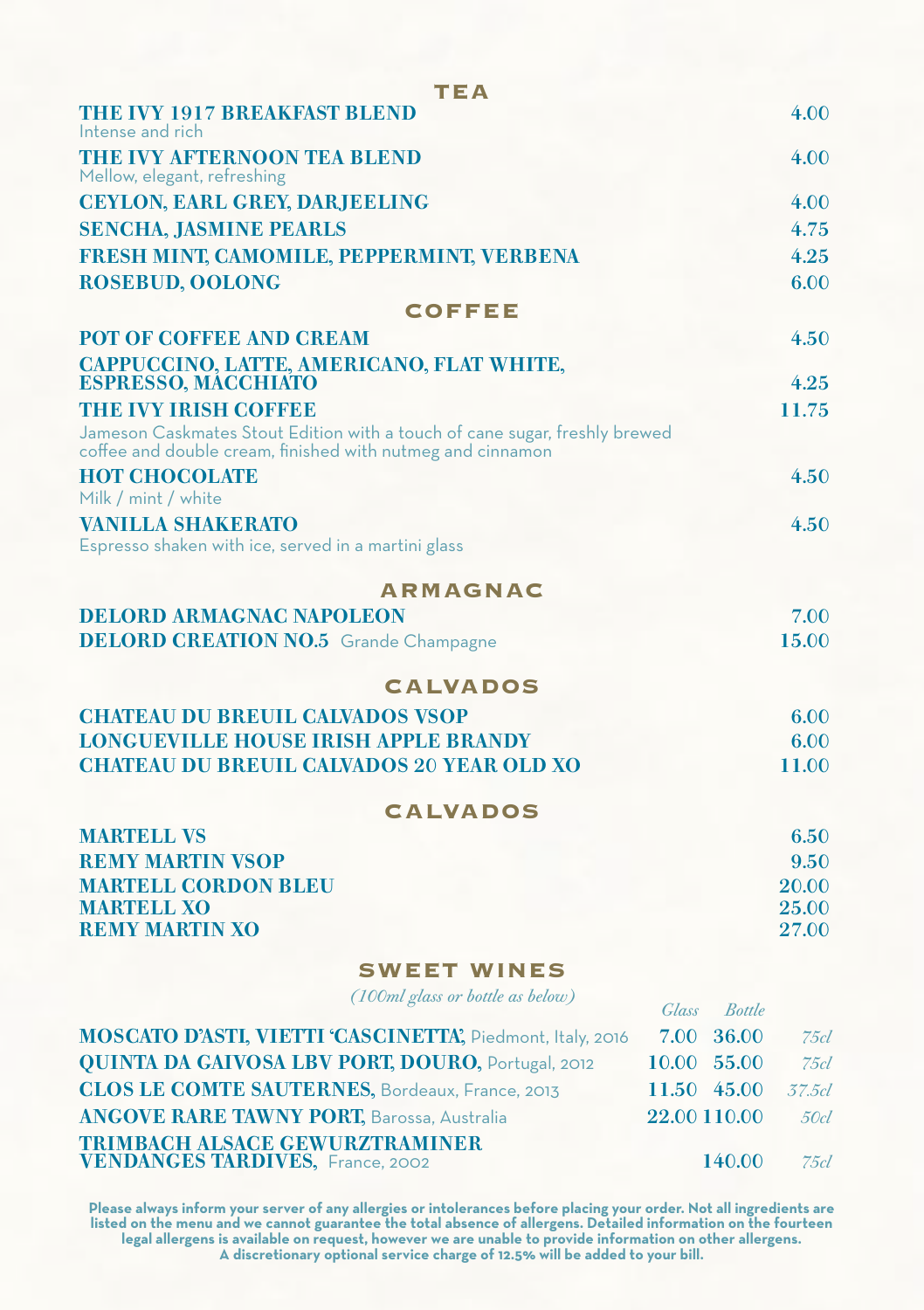## TEA

| | |
|---|---|
| **THE IVY 1917 BREAKFAST BLEND**<br>Intense and rich | 4.00 |
| **THE IVY AFTERNOON TEA BLEND**<br>Mellow, elegant, refreshing | 4.00 |
| **CEYLON, EARL GREY, DARJEELING** | 4.00 |
| **SENCHA, JASMINE PEARLS** | 4.75 |
| **FRESH MINT, CAMOMILE, PEPPERMINT, VERBENA** | 4.25 |
| **ROSEBUD, OOLONG** | 6.00 |

## COFFEE

| | |
|---|---|
| **POT OF COFFEE AND CREAM** | 4.50 |
| **CAPPUCCINO, LATTE, AMERICANO, FLAT WHITE, ESPRESSO, MACCHIATO** | 4.25 |
| **THE IVY IRISH COFFEE**<br>Jameson Caskmates Stout Edition with a touch of cane sugar, freshly brewed coffee and double cream, finished with nutmeg and cinnamon | 11.75 |
| **HOT CHOCOLATE**<br>Milk / mint / white | 4.50 |
| **VANILLA SHAKERATO**<br>Espresso shaken with ice, served in a martini glass | 4.50 |

## ARMAGNAC

| | |
|---|---|
| **DELORD ARMAGNAC NAPOLEON** | 7.00 |
| **DELORD CREATION NO.5** Grande Champagne | 15.00 |

## CALVADOS

| | |
|---|---|
| **CHATEAU DU BREUIL CALVADOS VSOP** | 6.00 |
| **LONGUEVILLE HOUSE IRISH APPLE BRANDY** | 6.00 |
| **CHATEAU DU BREUIL CALVADOS 20 YEAR OLD XO** | 11.00 |

## CALVADOS

| | |
|---|---|
| **MARTELL VS** | 6.50 |
| **REMY MARTIN VSOP** | 9.50 |
| **MARTELL CORDON BLEU** | 20.00 |
| **MARTELL XO** | 25.00 |
| **REMY MARTIN XO** | 27.00 |

## SWEET WINES

*(100ml glass or bottle as below)*

| | *Glass* | *Bottle* | |
|---|---|---|---|
| **MOSCATO D'ASTI, VIETTI 'CASCINETTA',** Piedmont, Italy, 2016 | 7.00 | 36.00 | *75cl* |
| **QUINTA DA GAIVOSA LBV PORT, DOURO,** Portugal, 2012 | 10.00 | 55.00 | *75cl* |
| **CLOS LE COMTE SAUTERNES,** Bordeaux, France, 2013 | 11.50 | 45.00 | *37.5cl* |
| **ANGOVE RARE TAWNY PORT,** Barossa, Australia | 22.00 | 110.00 | *50cl* |
| **TRIMBACH ALSACE GEWURZTRAMINER VENDANGES TARDIVES,** France, 2002 | | 140.00 | *75cl* |

**Please always inform your server of any allergies or intolerances before placing your order. Not all ingredients are listed on the menu and we cannot guarantee the total absence of allergens. Detailed information on the fourteen legal allergens is available on request, however we are unable to provide information on other allergens. A discretionary optional service charge of 12.5% will be added to your bill.**